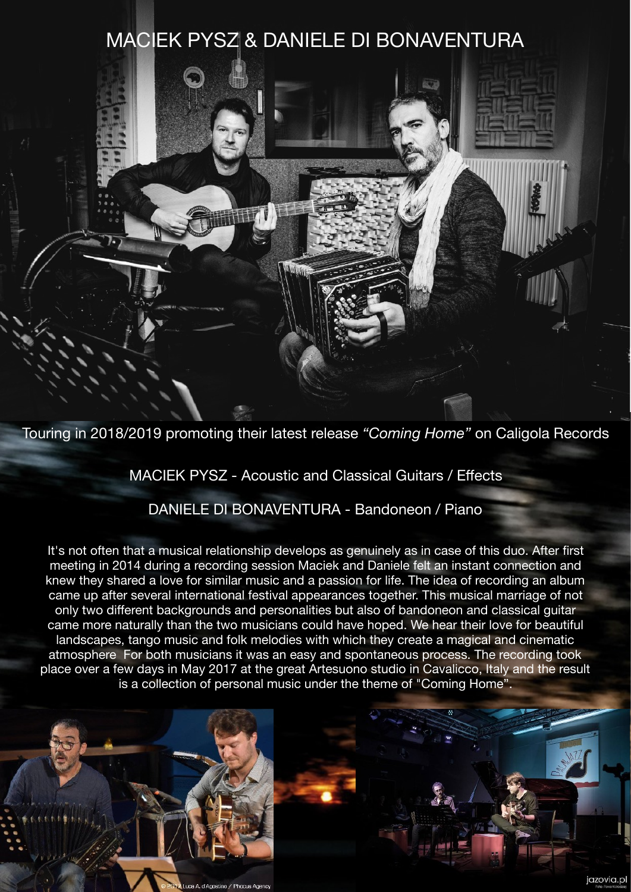# MACIEK PYSZ & DANIELE DI BONAVENTURA

Touring in 2018/2019 promoting their latest release *"Coming Home"* on Caligola Records

MACIEK PYSZ - Acoustic and Classical Guitars / Effects

DANIELE DI BONAVENTURA - Bandoneon / Piano

It's not often that a musical relationship develops as genuinely as in case of this duo. After first meeting in 2014 during a recording session Maciek and Daniele felt an instant connection and knew they shared a love for similar music and a passion for life. The idea of recording an album came up after several international festival appearances together. This musical marriage of not only two different backgrounds and personalities but also of bandoneon and classical guitar came more naturally than the two musicians could have hoped. We hear their love for beautiful landscapes, tango music and folk melodies with which they create a magical and cinematic atmosphere For both musicians it was an easy and spontaneous process. The recording took place over a few days in May 2017 at the great Artesuono studio in Cavalicco, Italy and the result is a collection of personal music under the theme of "Coming Home".

© 2017 Luca A. d'Agostino / Phocus Agency

jazovia.pl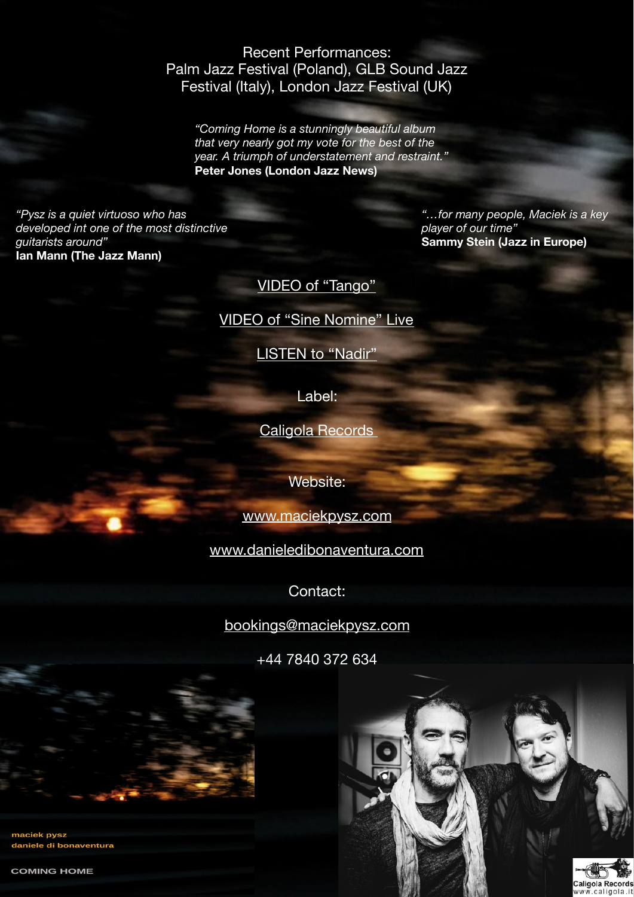Recent Performances:
Palm Jazz Festival (Poland), GLB Sound Jazz Festival (Italy), London Jazz Festival (UK)

*"Coming Home is a stunningly beautiful album that very nearly got my vote for the best of the year. A triumph of understatement and restraint."*
**Peter Jones (London Jazz News)**

*"Pysz is a quiet virtuoso who has developed int one of the most distinctive guitarists around"*
**Ian Mann (The Jazz Mann)**

*"…for many people, Maciek is a key player of our time"*
**Sammy Stein (Jazz in Europe)**

VIDEO of "Tango"

VIDEO of "Sine Nomine" Live

LISTEN to "Nadir"

Label:

Caligola Records

Website:

www.maciekpysz.com

www.danieledibonaventura.com

Contact:

bookings@maciekpysz.com

+44 7840 372 634

maciek pysz
daniele di bonaventura

COMING HOME

Caligola Records
www.caligola.it